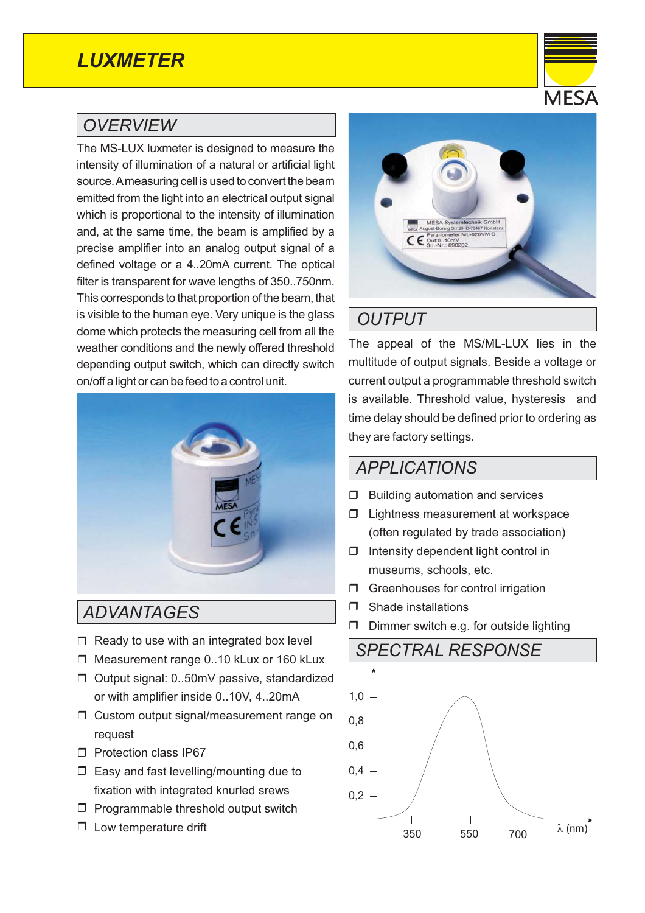# LUXMETER

MESA

## OVERVIEW

The MS-LUX luxmeter is designed to measure the intensity of illumination of a natural or artificial light source. A measuring cell is used to convert the beam emitted from the light into an electrical output signal which is proportional to the intensity of illumination and, at the same time, the beam is amplified by a precise amplifier into an analog output signal of a defined voltage or a 4..20mA current. The optical filter is transparent for wave lengths of 350..750nm. This corresponds to that proportion of the beam, that is visible to the human eye. Very unique is the glass dome which protects the measuring cell from all the weather conditions and the newly offered threshold depending output switch, which can directly switch on/off a light or can be feed to a control unit.

## ADVANTAGES

- Ready to use with an integrated box level
- Measurement range 0..10 kLux or 160 kLux
- Output signal: 0..50mV passive, standardized or with amplifier inside 0..10V, 4..20mA
- Custom output signal/measurement range on request
- Protection class IP67
- Easy and fast levelling/mounting due to fixation with integrated knurled srews
- Programmable threshold output switch
- Low temperature drift

## OUTPUT

The appeal of the MS/ML-LUX lies in the multitude of output signals. Beside a voltage or current output a programmable threshold switch is available. Threshold value, hysteresis and time delay should be defined prior to ordering as they are factory settings.

## APPLICATIONS

- Building automation and services
- Lightness measurement at workspace (often regulated by trade association)
- Intensity dependent light control in museums, schools, etc.
- Greenhouses for control irrigation
- Shade installations
- Dimmer switch e.g. for outside lighting

## SPECTRAL RESPONSE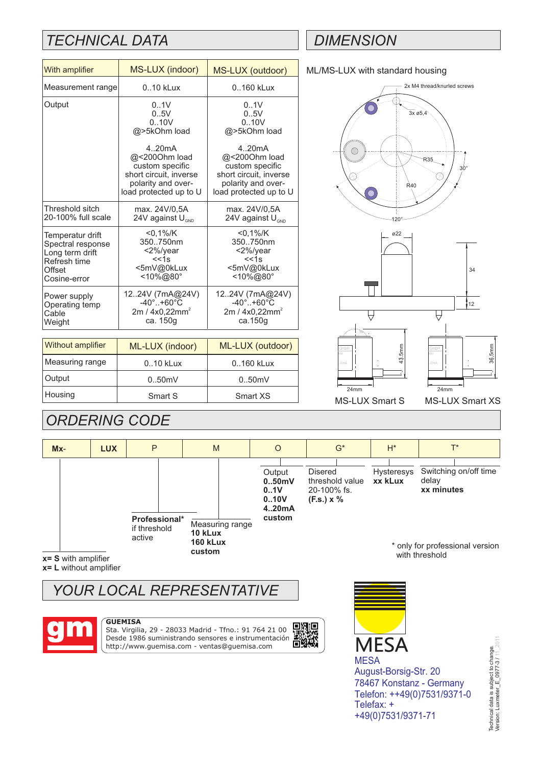## TECHNICAL DATA

| With amplifier | MS-LUX (indoor) | MS-LUX (outdoor) |
|---|---|---|
| Measurement range | 0..10 kLux | 0..160 kLux |
| Output | 0..1V<br>0..5V<br>0..10V<br>@>5kOhm load<br><br>4..20mA<br>@<200Ohm load<br>custom specific<br>short circuit, inverse polarity and over-load protected up to U | 0..1V<br>0..5V<br>0..10V<br>@>5kOhm load<br><br>4..20mA<br>@<200Ohm load<br>custom specific<br>short circuit, inverse polarity and over-load protected up to U |
| Threshold sitch<br>20-100% full scale | max. 24V/0,5A<br>24V against $U_{GND}$ | max. 24V/0,5A<br>24V against $U_{GND}$ |
| Temperatur drift<br>Spectral response<br>Long term drift<br>Refresh time<br>Offset<br>Cosine-error | <0,1%/K<br>350..750nm<br><2%/year<br><<1s<br><5mV@0kLux<br><10%@80° | <0,1%/K<br>350..750nm<br><2%/year<br><<1s<br><5mV@0kLux<br><10%@80° |
| Power supply<br>Operating temp<br>Cable<br>Weight | 12..24V (7mA@24V)<br>-40°..+60°C<br>2m / 4x0,22mm²<br>ca. 150g | 12..24V (7mA@24V)<br>-40°..+60°C<br>2m / 4x0,22mm²<br>ca.150g |

| Without amplifier | ML-LUX (indoor) | ML-LUX (outdoor) |
|---|---|---|
| Measuring range | 0..10 kLux | 0..160 kLux |
| Output | 0..50mV | 0..50mV |
| Housing | Smart S | Smart XS |

## DIMENSION

ML/MS-LUX with standard housing

2x M4 thread/knurled screws
3x ø5,4
R35
30°
R40
120°
ø22
34
12

24mm
43,5mm
MS-LUX Smart S

24mm
36,5mm
MS-LUX Smart XS

## ORDERING CODE

| Mx- | LUX | P | M | O | G* | H* | T* |
|---|---|---|---|---|---|---|---|

- **P**: **Professional*** if threshold active
- **M**: Measuring range **10 kLux**, **160 kLux**, **custom**
- **O**: Output **0..50mV**, **0..1V**, **0..10V**, **4..20mA**, **custom**
- **G***: Disered threshold value 20-100% fs. **(F.s.) x %**
- **H***: Hysteresys **xx kLux**
- **T***: Switching on/off time delay **xx minutes**

**x= S** with amplifier
**x= L** without amplifier

\* only for professional version with threshold

## YOUR LOCAL REPRESENTATIVE

**GUEMISA**
Sta. Virgilia, 29 - 28033 Madrid - Tfno.: 91 764 21 00
Desde 1986 suministrando sensores e instrumentación
http://www.guemisa.com - ventas@guemisa.com

MESA
MESA
August-Borsig-Str. 20
78467 Konstanz - Germany
Telefon: ++49(0)7531/9371-0
Telefax: +
+49(0)7531/9371-71

Technical data is subject to change.
Version: Luxmeter_E_0977-3 / 11_2011